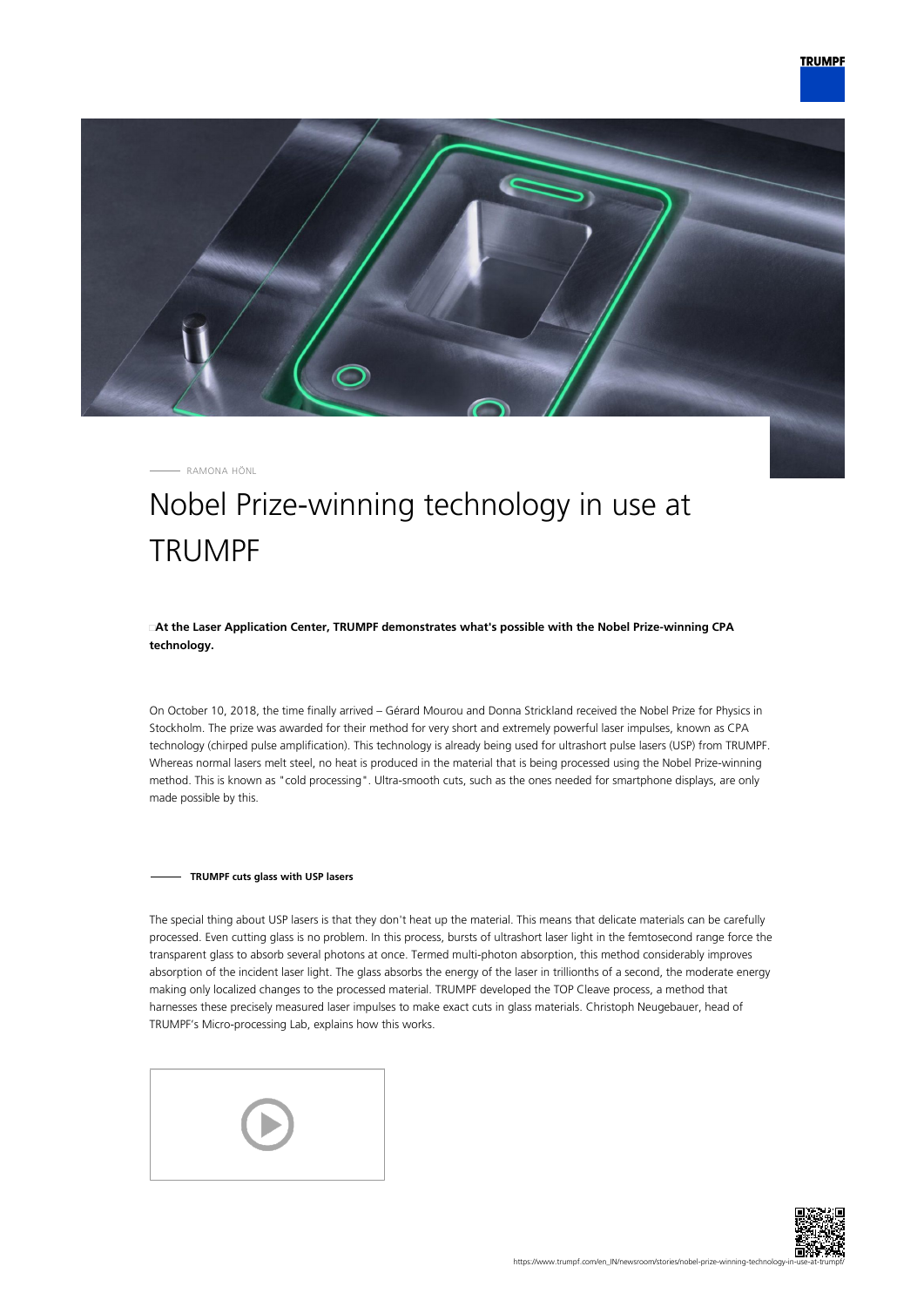RAMONA HÖNL

# Nobel Prize-winning technology in use at TRUMPF

**At the Laser Application Center, TRUMPF demonstrates what's possible with the Nobel Prize-winning CPA technology.**

On October 10, 2018, the time finally arrived – Gérard Mourou and Donna Strickland received the Nobel Prize for Physics in Stockholm. The prize was awarded for their method for very short and extremely powerful laser impulses, known as CPA technology (chirped pulse amplification). This technology is already being used for ultrashort pulse lasers (USP) from TRUMPF. Whereas normal lasers melt steel, no heat is produced in the material that is being processed using the Nobel Prize-winning method. This is known as "cold processing". Ultra-smooth cuts, such as the ones needed for smartphone displays, are only made possible by this.

## TRUMPF cuts glass with USP lasers

The special thing about USP lasers is that they don't heat up the material. This means that delicate materials can be carefully processed. Even cutting glass is no problem. In this process, bursts of ultrashort laser light in the femtosecond range force the transparent glass to absorb several photons at once. Termed multi-photon absorption, this method considerably improves absorption of the incident laser light. The glass absorbs the energy of the laser in trillionths of a second, the moderate energy making only localized changes to the processed material. TRUMPF developed the TOP Cleave process, a method that harnesses these precisely measured laser impulses to make exact cuts in glass materials. Christoph Neugebauer, head of TRUMPF's Micro-processing Lab, explains how this works.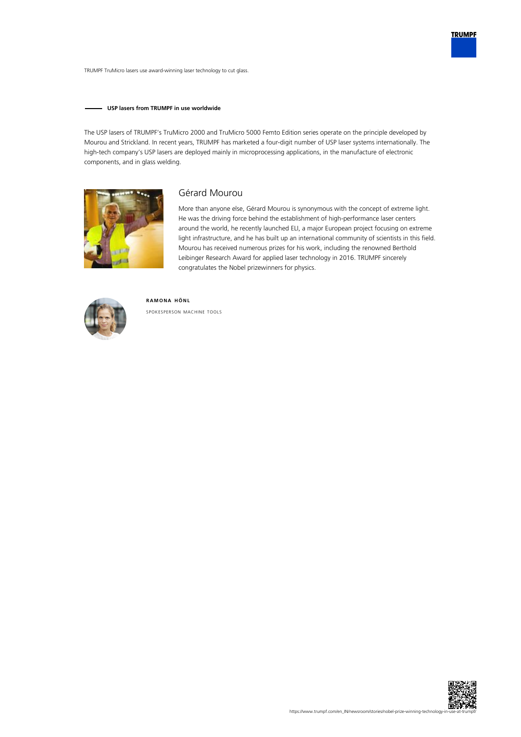TRUMPF TruMicro lasers use award-winning laser technology to cut glass.

## USP lasers from TRUMPF in use worldwide

The USP lasers of TRUMPF's TruMicro 2000 and TruMicro 5000 Femto Edition series operate on the principle developed by Mourou and Strickland. In recent years, TRUMPF has marketed a four-digit number of USP laser systems internationally. The high-tech company's USP lasers are deployed mainly in microprocessing applications, in the manufacture of electronic components, and in glass welding.

## Gérard Mourou

More than anyone else, Gérard Mourou is synonymous with the concept of extreme light. He was the driving force behind the establishment of high-performance laser centers around the world, he recently launched ELI, a major European project focusing on extreme light infrastructure, and he has built up an international community of scientists in this field. Mourou has received numerous prizes for his work, including the renowned Berthold Leibinger Research Award for applied laser technology in 2016. TRUMPF sincerely congratulates the Nobel prizewinners for physics.

**RAMONA HÖNL**

SPOKESPERSON MACHINE TOOLS